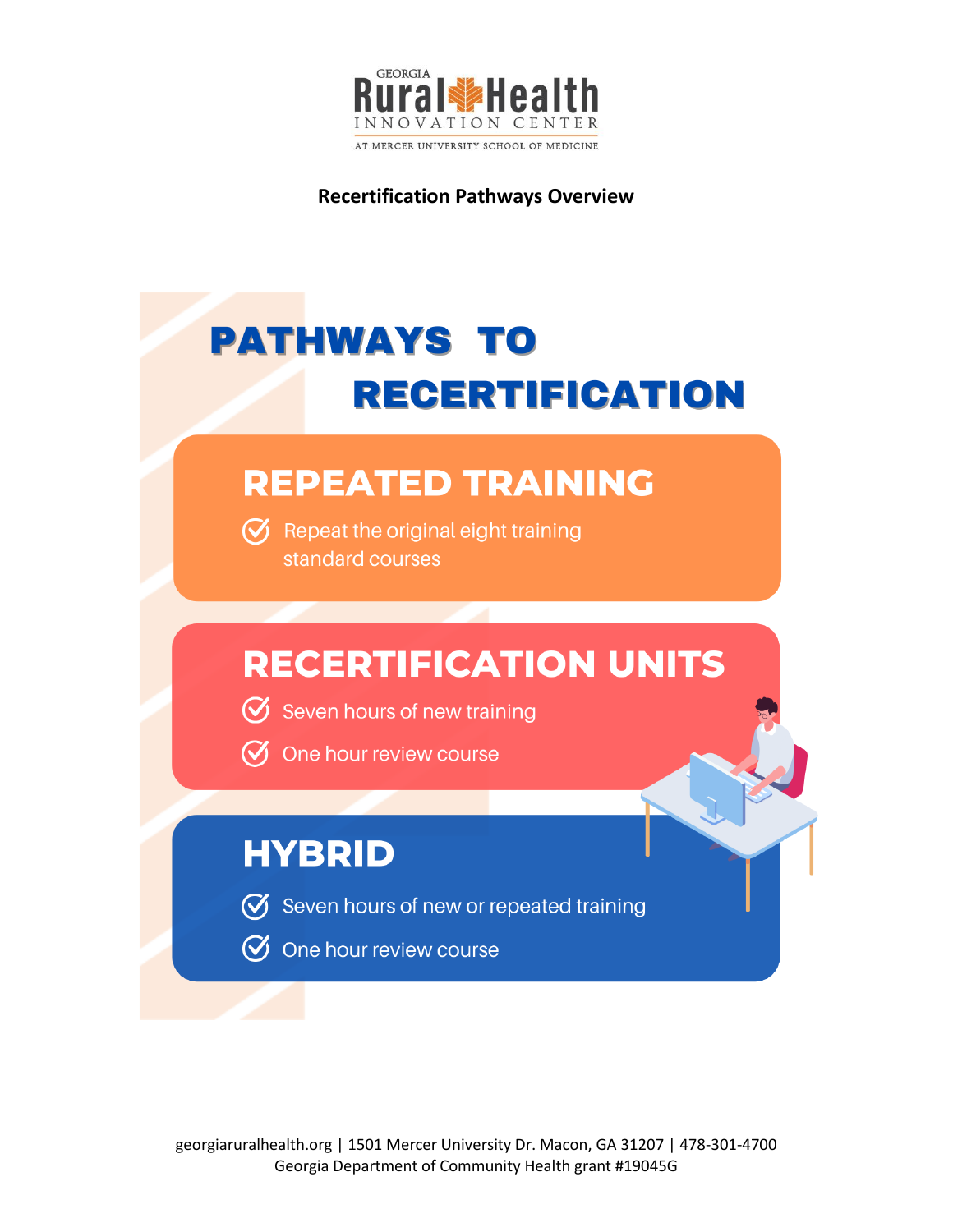GEORGIA Rural Health INNOVATION CENTER AT MERCER UNIVERSITY SCHOOL OF MEDICINE

**Recertification Pathways Overview**

# PATHWAYS TO RECERTIFICATION

## REPEATED TRAINING

- Repeat the original eight training standard courses

## RECERTIFICATION UNITS

- Seven hours of new training
- One hour review course

## HYBRID

- Seven hours of new or repeated training
- One hour review course

georgiaruralhealth.org | 1501 Mercer University Dr. Macon, GA 31207 | 478-301-4700
Georgia Department of Community Health grant #19045G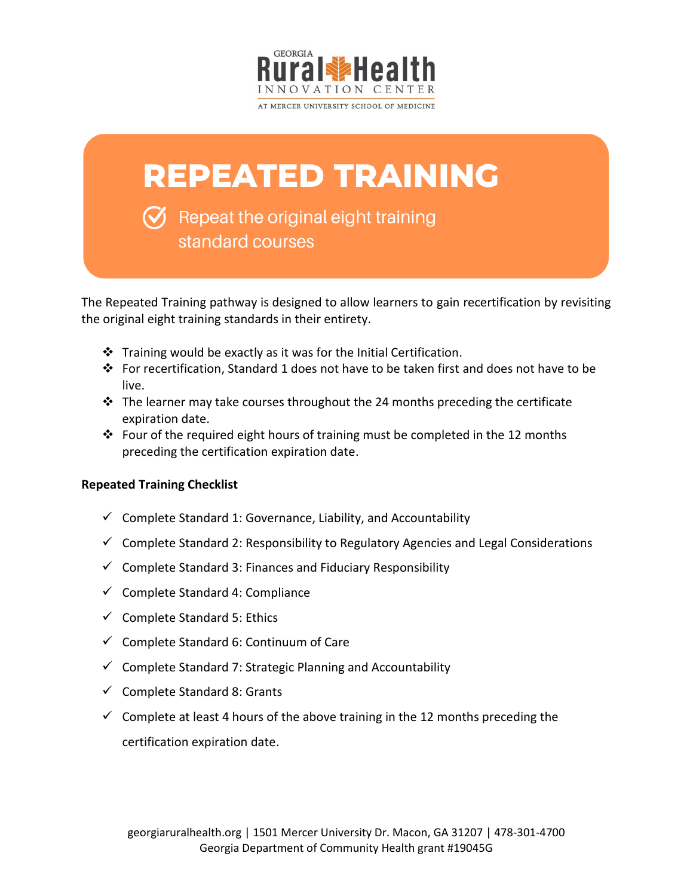# REPEATED TRAINING

Repeat the original eight training standard courses

The Repeated Training pathway is designed to allow learners to gain recertification by revisiting the original eight training standards in their entirety.

- Training would be exactly as it was for the Initial Certification.
- For recertification, Standard 1 does not have to be taken first and does not have to be live.
- The learner may take courses throughout the 24 months preceding the certificate expiration date.
- Four of the required eight hours of training must be completed in the 12 months preceding the certification expiration date.

**Repeated Training Checklist**

- ✓ Complete Standard 1: Governance, Liability, and Accountability
- ✓ Complete Standard 2: Responsibility to Regulatory Agencies and Legal Considerations
- ✓ Complete Standard 3: Finances and Fiduciary Responsibility
- ✓ Complete Standard 4: Compliance
- ✓ Complete Standard 5: Ethics
- ✓ Complete Standard 6: Continuum of Care
- ✓ Complete Standard 7: Strategic Planning and Accountability
- ✓ Complete Standard 8: Grants
- ✓ Complete at least 4 hours of the above training in the 12 months preceding the certification expiration date.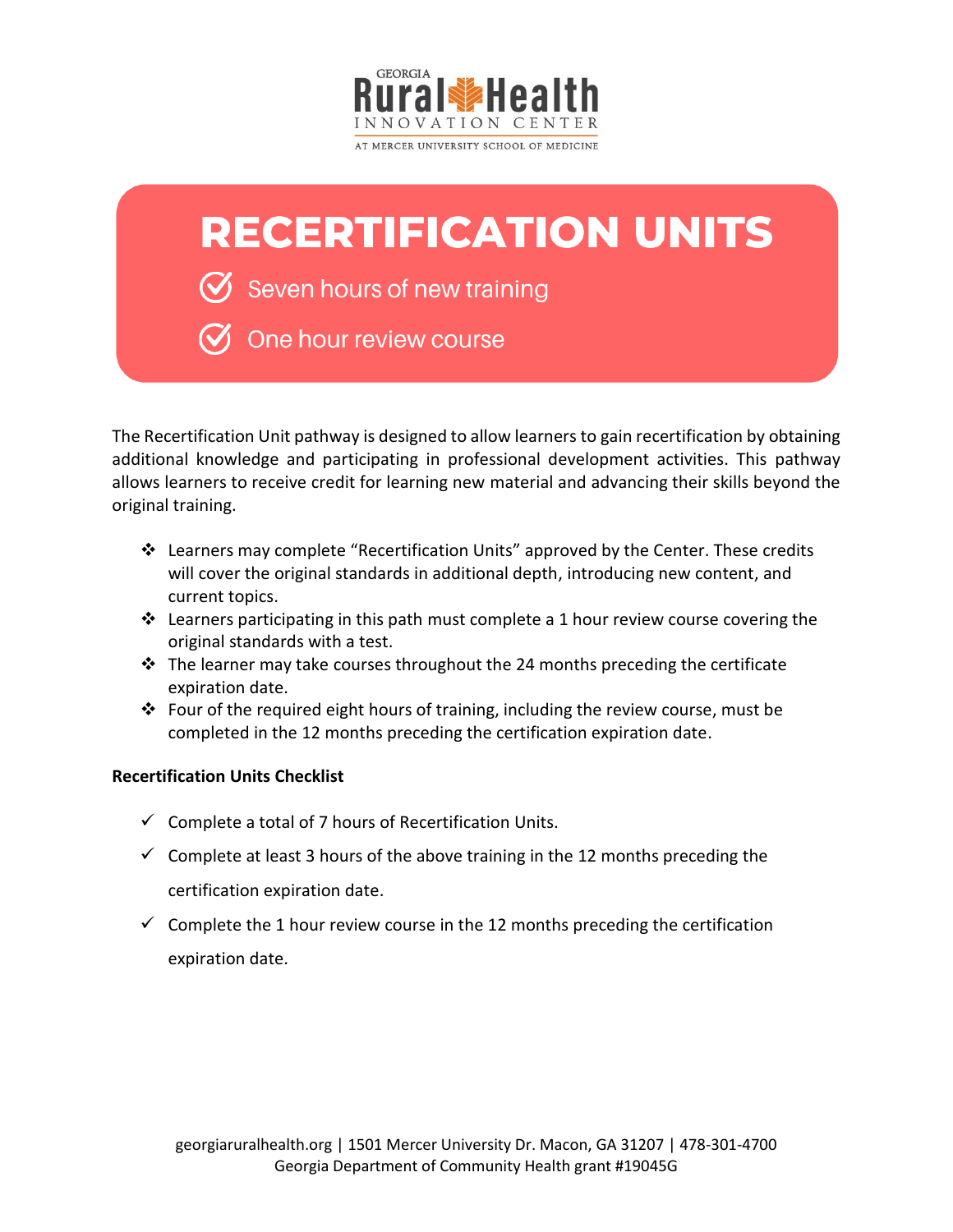GEORGIA

Rural Health

INNOVATION CENTER

AT MERCER UNIVERSITY SCHOOL OF MEDICINE

# RECERTIFICATION UNITS

- Seven hours of new training
- One hour review course

The Recertification Unit pathway is designed to allow learners to gain recertification by obtaining additional knowledge and participating in professional development activities. This pathway allows learners to receive credit for learning new material and advancing their skills beyond the original training.

- Learners may complete "Recertification Units" approved by the Center. These credits will cover the original standards in additional depth, introducing new content, and current topics.
- Learners participating in this path must complete a 1 hour review course covering the original standards with a test.
- The learner may take courses throughout the 24 months preceding the certificate expiration date.
- Four of the required eight hours of training, including the review course, must be completed in the 12 months preceding the certification expiration date.

**Recertification Units Checklist**

- ✓ Complete a total of 7 hours of Recertification Units.
- ✓ Complete at least 3 hours of the above training in the 12 months preceding the certification expiration date.
- ✓ Complete the 1 hour review course in the 12 months preceding the certification expiration date.

georgiaruralhealth.org | 1501 Mercer University Dr. Macon, GA 31207 | 478-301-4700
Georgia Department of Community Health grant #19045G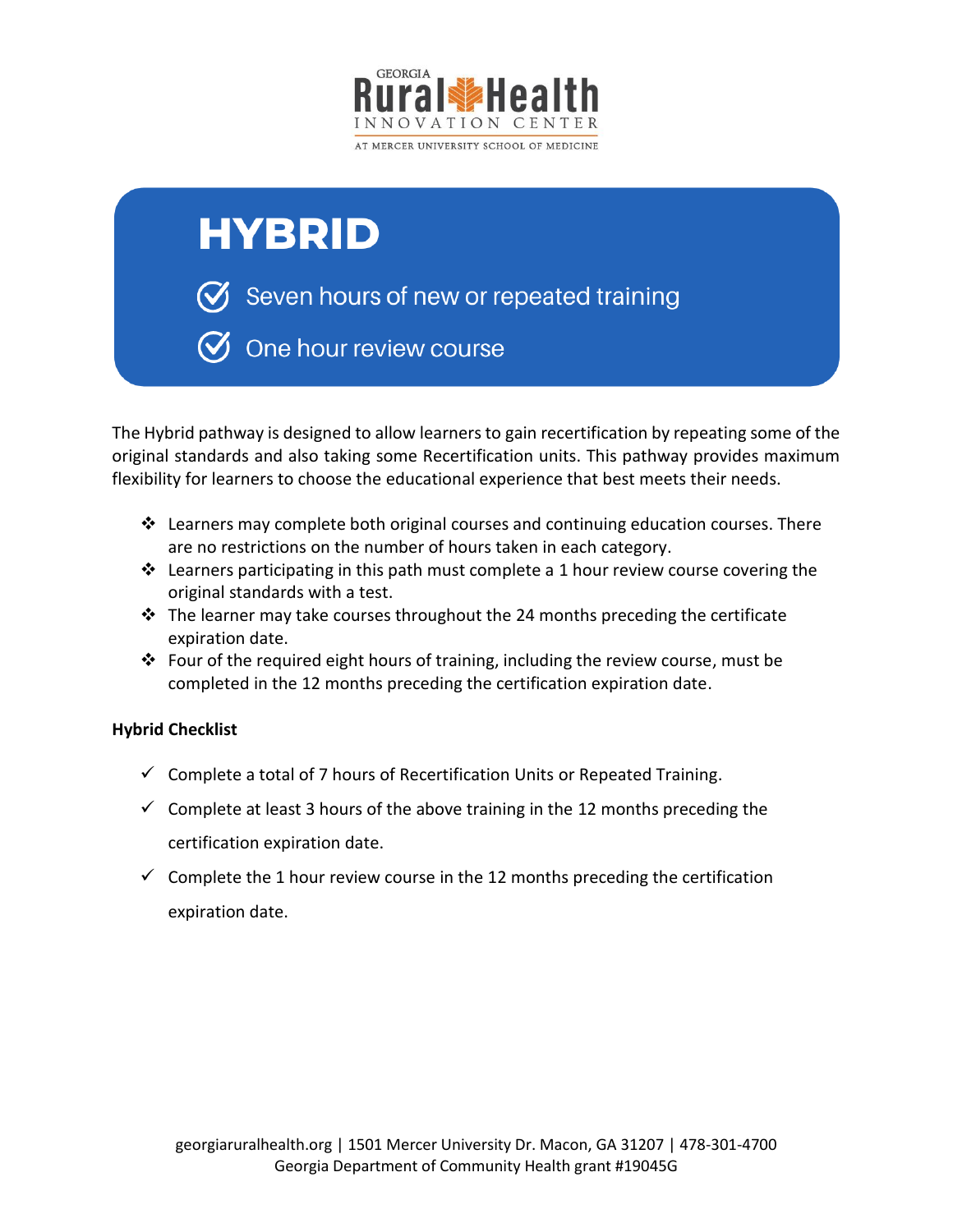GEORGIA Rural Health INNOVATION CENTER AT MERCER UNIVERSITY SCHOOL OF MEDICINE

# HYBRID

- Seven hours of new or repeated training
- One hour review course

The Hybrid pathway is designed to allow learners to gain recertification by repeating some of the original standards and also taking some Recertification units. This pathway provides maximum flexibility for learners to choose the educational experience that best meets their needs.

- Learners may complete both original courses and continuing education courses. There are no restrictions on the number of hours taken in each category.
- Learners participating in this path must complete a 1 hour review course covering the original standards with a test.
- The learner may take courses throughout the 24 months preceding the certificate expiration date.
- Four of the required eight hours of training, including the review course, must be completed in the 12 months preceding the certification expiration date.

**Hybrid Checklist**

- ✓ Complete a total of 7 hours of Recertification Units or Repeated Training.
- ✓ Complete at least 3 hours of the above training in the 12 months preceding the certification expiration date.
- ✓ Complete the 1 hour review course in the 12 months preceding the certification expiration date.

georgiaruralhealth.org | 1501 Mercer University Dr. Macon, GA 31207 | 478-301-4700
Georgia Department of Community Health grant #19045G